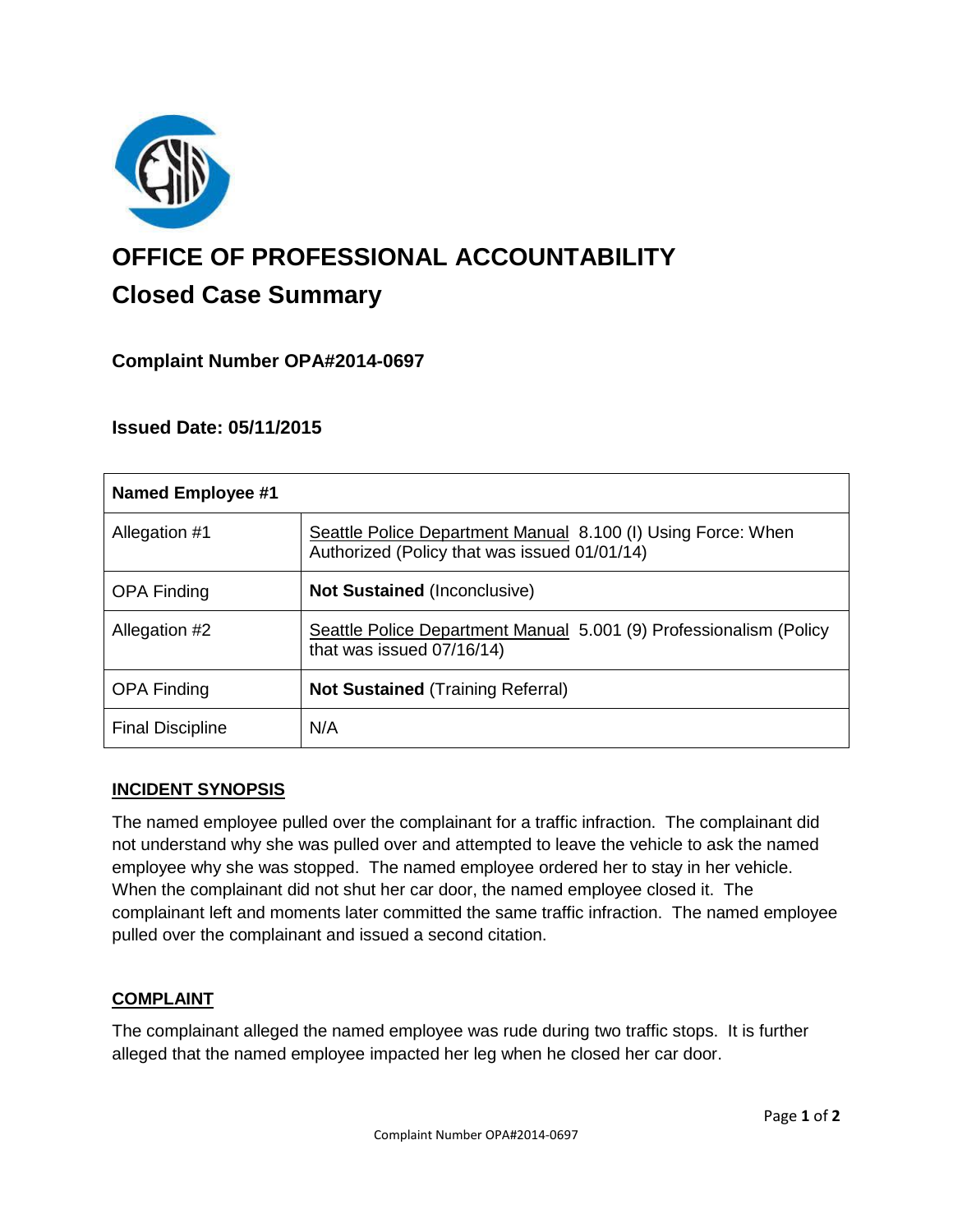# OFFICE OF PROFESSIONAL ACCOUNTABILITY

## Closed Case Summary

### Complaint Number OPA#2014-0697

### Issued Date: 05/11/2015

| Named Employee #1 | |
|---|---|
| Allegation #1 | Seattle Police Department Manual 8.100 (I) Using Force: When Authorized (Policy that was issued 01/01/14) |
| OPA Finding | **Not Sustained** (Inconclusive) |
| Allegation #2 | Seattle Police Department Manual 5.001 (9) Professionalism (Policy that was issued 07/16/14) |
| OPA Finding | **Not Sustained** (Training Referral) |
| Final Discipline | N/A |

### INCIDENT SYNOPSIS

The named employee pulled over the complainant for a traffic infraction. The complainant did not understand why she was pulled over and attempted to leave the vehicle to ask the named employee why she was stopped. The named employee ordered her to stay in her vehicle. When the complainant did not shut her car door, the named employee closed it. The complainant left and moments later committed the same traffic infraction. The named employee pulled over the complainant and issued a second citation.

### COMPLAINT

The complainant alleged the named employee was rude during two traffic stops. It is further alleged that the named employee impacted her leg when he closed her car door.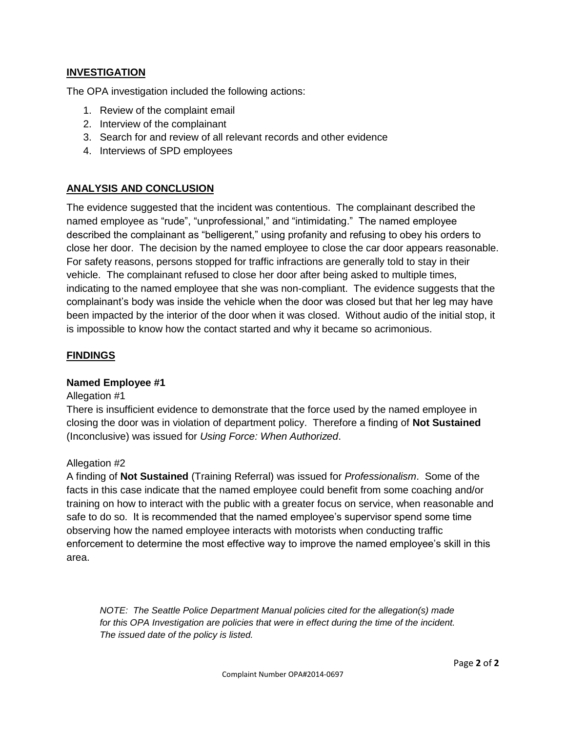## INVESTIGATION

The OPA investigation included the following actions:

1. Review of the complaint email
2. Interview of the complainant
3. Search for and review of all relevant records and other evidence
4. Interviews of SPD employees

## ANALYSIS AND CONCLUSION

The evidence suggested that the incident was contentious. The complainant described the named employee as "rude", "unprofessional," and "intimidating." The named employee described the complainant as "belligerent," using profanity and refusing to obey his orders to close her door. The decision by the named employee to close the car door appears reasonable. For safety reasons, persons stopped for traffic infractions are generally told to stay in their vehicle. The complainant refused to close her door after being asked to multiple times, indicating to the named employee that she was non-compliant. The evidence suggests that the complainant's body was inside the vehicle when the door was closed but that her leg may have been impacted by the interior of the door when it was closed. Without audio of the initial stop, it is impossible to know how the contact started and why it became so acrimonious.

## FINDINGS

**Named Employee #1**

Allegation #1

There is insufficient evidence to demonstrate that the force used by the named employee in closing the door was in violation of department policy. Therefore a finding of **Not Sustained** (Inconclusive) was issued for *Using Force: When Authorized*.

Allegation #2

A finding of **Not Sustained** (Training Referral) was issued for *Professionalism*. Some of the facts in this case indicate that the named employee could benefit from some coaching and/or training on how to interact with the public with a greater focus on service, when reasonable and safe to do so. It is recommended that the named employee's supervisor spend some time observing how the named employee interacts with motorists when conducting traffic enforcement to determine the most effective way to improve the named employee's skill in this area.

*NOTE: The Seattle Police Department Manual policies cited for the allegation(s) made for this OPA Investigation are policies that were in effect during the time of the incident. The issued date of the policy is listed.*

Complaint Number OPA#2014-0697